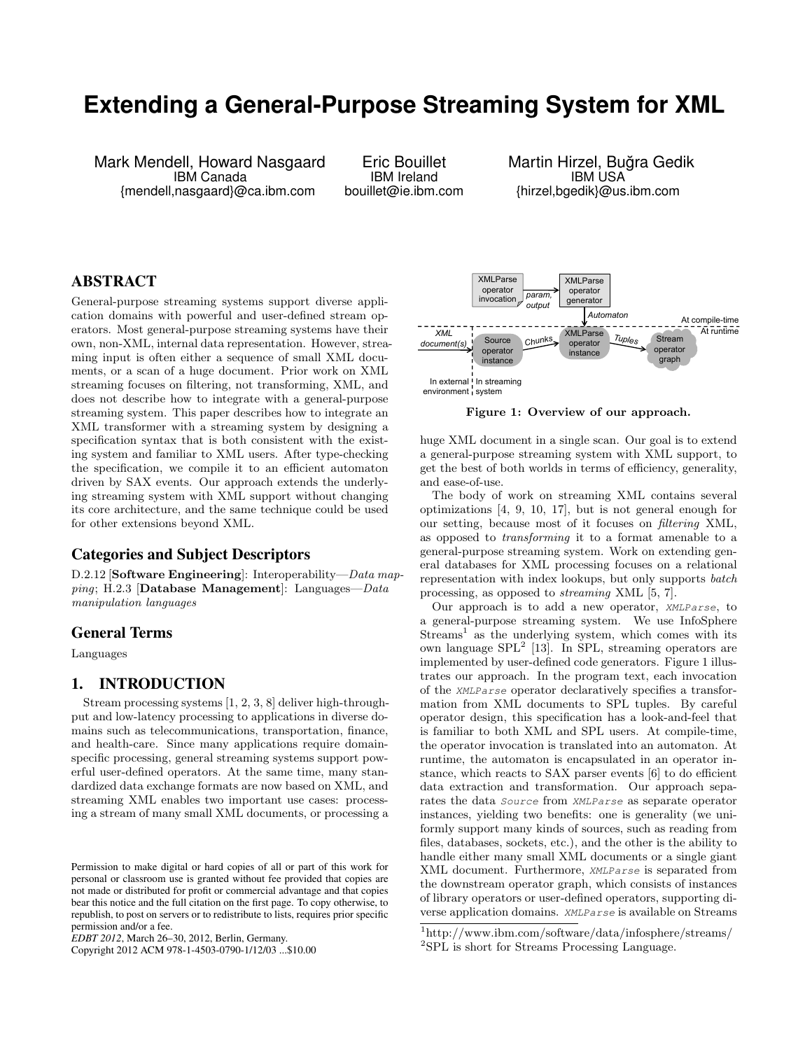# Extending a General-Purpose Streaming System for XML

Mark Mendell, Howard Nasgaard
IBM Canada
{mendell,nasgaard}@ca.ibm.com

Eric Bouillet
IBM Ireland
bouillet@ie.ibm.com

Martin Hirzel, Buğra Gedik
IBM USA
{hirzel,bgedik}@us.ibm.com

## ABSTRACT

General-purpose streaming systems support diverse application domains with powerful and user-defined stream operators. Most general-purpose streaming systems have their own, non-XML, internal data representation. However, streaming input is often either a sequence of small XML documents, or a scan of a huge document. Prior work on XML streaming focuses on filtering, not transforming, XML, and does not describe how to integrate with a general-purpose streaming system. This paper describes how to integrate an XML transformer with a streaming system by designing a specification syntax that is both consistent with the existing system and familiar to XML users. After type-checking the specification, we compile it to an efficient automaton driven by SAX events. Our approach extends the underlying streaming system with XML support without changing its core architecture, and the same technique could be used for other extensions beyond XML.

### Categories and Subject Descriptors

D.2.12 [**Software Engineering**]: Interoperability—*Data mapping*; H.2.3 [**Database Management**]: Languages—*Data manipulation languages*

### General Terms

Languages

## 1. INTRODUCTION

Stream processing systems [1, 2, 3, 8] deliver high-throughput and low-latency processing to applications in diverse domains such as telecommunications, transportation, finance, and health-care. Since many applications require domain-specific processing, general streaming systems support powerful user-defined operators. At the same time, many standardized data exchange formats are now based on XML, and streaming XML enables two important use cases: processing a stream of many small XML documents, or processing a huge XML document in a single scan. Our goal is to extend a general-purpose streaming system with XML support, to get the best of both worlds in terms of efficiency, generality, and ease-of-use.

**Figure 1: Overview of our approach.**

The body of work on streaming XML contains several optimizations [4, 9, 10, 17], but is not general enough for our setting, because most of it focuses on *filtering* XML, as opposed to *transforming* it to a format amenable to a general-purpose streaming system. Work on extending general databases for XML processing focuses on a relational representation with index lookups, but only supports *batch* processing, as opposed to *streaming* XML [5, 7].

Our approach is to add a new operator, `XMLParse`, to a general-purpose streaming system. We use InfoSphere Streams[1] as the underlying system, which comes with its own language SPL[2] [13]. In SPL, streaming operators are implemented by user-defined code generators. Figure 1 illustrates our approach. In the program text, each invocation of the `XMLParse` operator declaratively specifies a transformation from XML documents to SPL tuples. By careful operator design, this specification has a look-and-feel that is familiar to both XML and SPL users. At compile-time, the operator invocation is translated into an automaton. At runtime, the automaton is encapsulated in an operator instance, which reacts to SAX parser events [6] to do efficient data extraction and transformation. Our approach separates the data `Source` from `XMLParse` as separate operator instances, yielding two benefits: one is generality (we uniformly support many kinds of sources, such as reading from files, databases, sockets, etc.), and the other is the ability to handle either many small XML documents or a single giant XML document. Furthermore, `XMLParse` is separated from the downstream operator graph, which consists of instances of library operators or user-defined operators, supporting diverse application domains. `XMLParse` is available on Streams

[1] http://www.ibm.com/software/data/infosphere/streams/
[2] SPL is short for Streams Processing Language.

Permission to make digital or hard copies of all or part of this work for personal or classroom use is granted without fee provided that copies are not made or distributed for profit or commercial advantage and that copies bear this notice and the full citation on the first page. To copy otherwise, to republish, to post on servers or to redistribute to lists, requires prior specific permission and/or a fee.
*EDBT 2012*, March 26–30, 2012, Berlin, Germany.
Copyright 2012 ACM 978-1-4503-0790-1/12/03 ...$10.00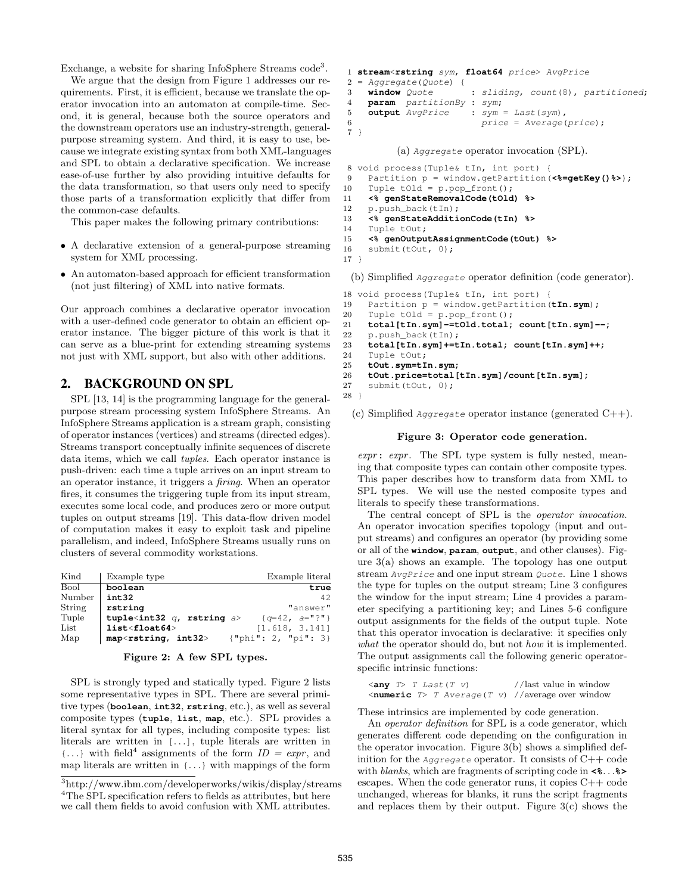Exchange, a website for sharing InfoSphere Streams code[3].

We argue that the design from Figure 1 addresses our requirements. First, it is efficient, because we translate the operator invocation into an automaton at compile-time. Second, it is general, because both the source operators and the downstream operators use an industry-strength, general-purpose streaming system. And third, it is easy to use, because we integrate existing syntax from both XML-languages and SPL to obtain a declarative specification. We increase ease-of-use further by also providing intuitive defaults for the data transformation, so that users only need to specify those parts of a transformation explicitly that differ from the common-case defaults.

This paper makes the following primary contributions:

- A declarative extension of a general-purpose streaming system for XML processing.
- An automaton-based approach for efficient transformation (not just filtering) of XML into native formats.

Our approach combines a declarative operator invocation with a user-defined code generator to obtain an efficient operator instance. The bigger picture of this work is that it can serve as a blue-print for extending streaming systems not just with XML support, but also with other additions.

## 2. BACKGROUND ON SPL

SPL [13, 14] is the programming language for the general-purpose stream processing system InfoSphere Streams. An InfoSphere Streams application is a stream graph, consisting of operator instances (vertices) and streams (directed edges). Streams transport conceptually infinite sequences of discrete data items, which we call *tuples*. Each operator instance is push-driven: each time a tuple arrives on an input stream to an operator instance, it triggers a *firing*. When an operator fires, it consumes the triggering tuple from its input stream, executes some local code, and produces zero or more output tuples on output streams [19]. This data-flow driven model of computation makes it easy to exploit task and pipeline parallelism, and indeed, InfoSphere Streams usually runs on clusters of several commodity workstations.

| Kind | Example type | Example literal |
|---|---|---|
| Bool | **boolean** | **true** |
| Number | **int32** | 42 |
| String | **rstring** | "answer" |
| Tuple | **tuple**<**int32** *q*, **rstring** *a*> | {*q*=42, *a*="?"} |
| List | **list**<**float64**> | [1.618, 3.141] |
| Map | **map**<**rstring**, **int32**> | {"phi": 2, "pi": 3} |

**Figure 2: A few SPL types.**

SPL is strongly typed and statically typed. Figure 2 lists some representative types in SPL. There are several primitive types (**boolean**, **int32**, **rstring**, etc.), as well as several composite types (**tuple**, **list**, **map**, etc.). SPL provides a literal syntax for all types, including composite types: list literals are written in [...], tuple literals are written in {...} with field[4] assignments of the form *ID* = *expr*, and map literals are written in {...} with mappings of the form *expr*: *expr*. The SPL type system is fully nested, meaning that composite types can contain other composite types. This paper describes how to transform data from XML to SPL types. We will use the nested composite types and literals to specify these transformations.

```
1 stream<rstring sym, float64 price> AvgPrice
2 = Aggregate(Quote) {
3   window Quote        : sliding, count(8), partitioned;
4   param  partitionBy : sym;
5   output AvgPrice     : sym = Last(sym),
6                         price = Average(price);
7 }
```

(a) *Aggregate* operator invocation (SPL).

```
8 void process(Tuple& tIn, int port) {
9   Partition p = window.getPartition(<%=getKey()%>);
10  Tuple tOld = p.pop_front();
11  <% genStateRemovalCode(tOld) %>
12  p.push_back(tIn);
13  <% genStateAdditionCode(tIn) %>
14  Tuple tOut;
15  <% genOutputAssignmentCode(tOut) %>
16  submit(tOut, 0);
17 }
```

(b) Simplified *Aggregate* operator definition (code generator).

```
18 void process(Tuple& tIn, int port) {
19   Partition p = window.getPartition(tIn.sym);
20   Tuple tOld = p.pop_front();
21   total[tIn.sym]-=tOld.total; count[tIn.sym]--;
22   p.push_back(tIn);
23   total[tIn.sym]+=tIn.total; count[tIn.sym]++;
24   Tuple tOut;
25   tOut.sym=tIn.sym;
26   tOut.price=total[tIn.sym]/count[tIn.sym];
27   submit(tOut, 0);
28 }
```

(c) Simplified *Aggregate* operator instance (generated C++).

**Figure 3: Operator code generation.**

The central concept of SPL is the *operator invocation*. An operator invocation specifies topology (input and output streams) and configures an operator (by providing some or all of the **window**, **param**, **output**, and other clauses). Figure 3(a) shows an example. The topology has one output stream *AvgPrice* and one input stream *Quote*. Line 1 shows the type for tuples on the output stream; Line 3 configures the window for the input stream; Line 4 provides a parameter specifying a partitioning key; and Lines 5-6 configure output assignments for the fields of the output tuple. Note that this operator invocation is declarative: it specifies only *what* the operator should do, but not *how* it is implemented. The output assignments call the following generic operator-specific intrinsic functions:

```
<any T> T Last(T v)           //last value in window
<numeric T> T Average(T v)    //average over window
```

These intrinsics are implemented by code generation.

An *operator definition* for SPL is a code generator, which generates different code depending on the configuration in the operator invocation. Figure 3(b) shows a simplified definition for the *Aggregate* operator. It consists of C++ code with *blanks*, which are fragments of scripting code in **<%...%>** escapes. When the code generator runs, it copies C++ code unchanged, whereas for blanks, it runs the script fragments and replaces them by their output. Figure 3(c) shows the

---

[3] http://www.ibm.com/developerworks/wikis/display/streams

[4] The SPL specification refers to fields as attributes, but here we call them fields to avoid confusion with XML attributes.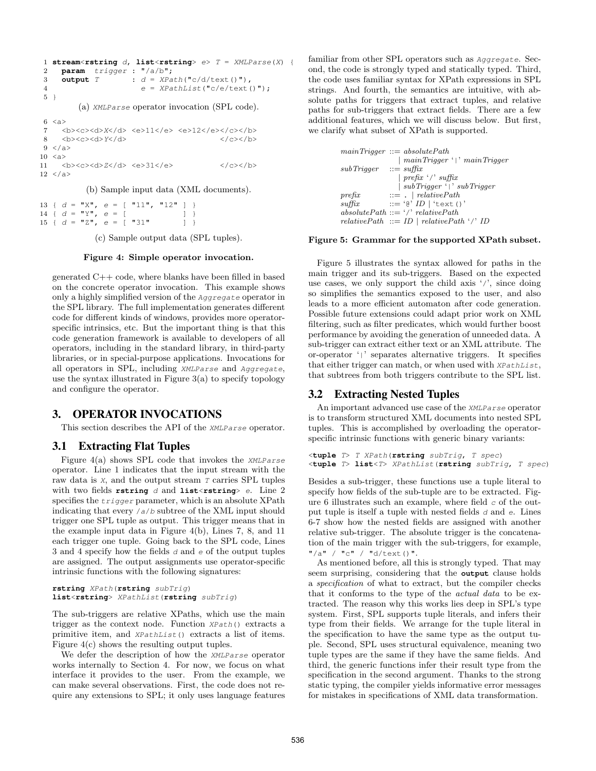```
1 stream<rstring d, list<rstring> e> T = XMLParse(X) {
2   param  trigger : "/a/b";
3   output T       : d = XPath("c/d/text()"),
4                    e = XPathList("c/e/text()");
5 }
```

(a) *XMLParse* operator invocation (SPL code).

```
6  <a>
7    <b><c><d>X</d> <e>11</e> <e>12</e></c></b>
8    <b><c><d>Y</d>                       </c></b>
9  </a>
10 <a>
11   <b><c><d>Z</d> <e>31</e>             </c></b>
12 </a>
```

(b) Sample input data (XML documents).

```
13 { d = "X", e = [ "11", "12" ] }
14 { d = "Y", e = [            ] }
15 { d = "Z", e = [ "31"       ] }
```

(c) Sample output data (SPL tuples).

**Figure 4: Simple operator invocation.**

generated C++ code, where blanks have been filled in based on the concrete operator invocation. This example shows only a highly simplified version of the *Aggregate* operator in the SPL library. The full implementation generates different code for different kinds of windows, provides more operator-specific intrinsics, etc. But the important thing is that this code generation framework is available to developers of all operators, including in the standard library, in third-party libraries, or in special-purpose applications. Invocations for all operators in SPL, including *XMLParse* and *Aggregate*, use the syntax illustrated in Figure 3(a) to specify topology and configure the operator.

# 3. OPERATOR INVOCATIONS

This section describes the API of the *XMLParse* operator.

## 3.1 Extracting Flat Tuples

Figure 4(a) shows SPL code that invokes the *XMLParse* operator. Line 1 indicates that the input stream with the raw data is *X*, and the output stream *T* carries SPL tuples with two fields **rstring** *d* and **list**<**rstring**> *e*. Line 2 specifies the *trigger* parameter, which is an absolute XPath indicating that every */a/b* subtree of the XML input should trigger one SPL tuple as output. This trigger means that in the example input data in Figure 4(b), Lines 7, 8, and 11 each trigger one tuple. Going back to the SPL code, Lines 3 and 4 specify how the fields *d* and *e* of the output tuples are assigned. The output assignments use operator-specific intrinsic functions with the following signatures:

```
rstring XPath(rstring subTrig)
list<rstring> XPathList(rstring subTrig)
```

The sub-triggers are relative XPaths, which use the main trigger as the context node. Function *XPath()* extracts a primitive item, and *XPathList()* extracts a list of items. Figure 4(c) shows the resulting output tuples.

We defer the description of how the *XMLParse* operator works internally to Section 4. For now, we focus on what interface it provides to the user. From the example, we can make several observations. First, the code does not require any extensions to SPL; it only uses language features familiar from other SPL operators such as *Aggregate*. Second, the code is strongly typed and statically typed. Third, the code uses familiar syntax for XPath expressions in SPL strings. And fourth, the semantics are intuitive, with absolute paths for triggers that extract tuples, and relative paths for sub-triggers that extract fields. There are a few additional features, which we will discuss below. But first, we clarify what subset of XPath is supported.

$$
\begin{aligned}
\mathit{mainTrigger} &::= \mathit{absolutePath} \\
&\quad\mid \mathit{mainTrigger}\ \text{`}|\text{'}\ \mathit{mainTrigger} \\
\mathit{subTrigger} &::= \mathit{suffix} \\
&\quad\mid \mathit{prefix}\ \text{`/'}\ \mathit{suffix} \\
&\quad\mid \mathit{subTrigger}\ \text{`}|\text{'}\ \mathit{subTrigger} \\
\mathit{prefix} &::= .\ \mid \mathit{relativePath} \\
\mathit{suffix} &::= \text{`@'}\ \mathit{ID} \mid \text{`text()'} \\
\mathit{absolutePath} &::= \text{`/'}\ \mathit{relativePath} \\
\mathit{relativePath} &::= \mathit{ID} \mid \mathit{relativePath}\ \text{`/'}\ \mathit{ID}
\end{aligned}
$$

**Figure 5: Grammar for the supported XPath subset.**

Figure 5 illustrates the syntax allowed for paths in the main trigger and its sub-triggers. Based on the expected use cases, we only support the child axis '/', since doing so simplifies the semantics exposed to the user, and also leads to a more efficient automaton after code generation. Possible future extensions could adapt prior work on XML filtering, such as filter predicates, which would further boost performance by avoiding the generation of unneeded data. A sub-trigger can extract either text or an XML attribute. The or-operator '|' separates alternative triggers. It specifies that either trigger can match, or when used with *XPathList*, that subtrees from both triggers contribute to the SPL list.

## 3.2 Extracting Nested Tuples

An important advanced use case of the *XMLParse* operator is to transform structured XML documents into nested SPL tuples. This is accomplished by overloading the operator-specific intrinsic functions with generic binary variants:

```
<tuple T> T XPath(rstring subTrig, T spec)
<tuple T> list<T> XPathList(rstring subTrig, T spec)
```

Besides a sub-trigger, these functions use a tuple literal to specify how fields of the sub-tuple are to be extracted. Figure 6 illustrates such an example, where field *c* of the output tuple is itself a tuple with nested fields *d* and *e*. Lines 6-7 show how the nested fields are assigned with another relative sub-trigger. The absolute trigger is the concatenation of the main trigger with the sub-triggers, for example, "/a" / "c" / "d/text()".

As mentioned before, all this is strongly typed. That may seem surprising, considering that the **output** clause holds a *specification* of what to extract, but the compiler checks that it conforms to the type of the *actual data* to be extracted. The reason why this works lies deep in SPL's type system. First, SPL supports tuple literals, and infers their type from their fields. We arrange for the tuple literal in the specification to have the same type as the output tuple. Second, SPL uses structural equivalence, meaning two tuple types are the same if they have the same fields. And third, the generic functions infer their result type from the specification in the second argument. Thanks to the strong static typing, the compiler yields informative error messages for mistakes in specifications of XML data transformation.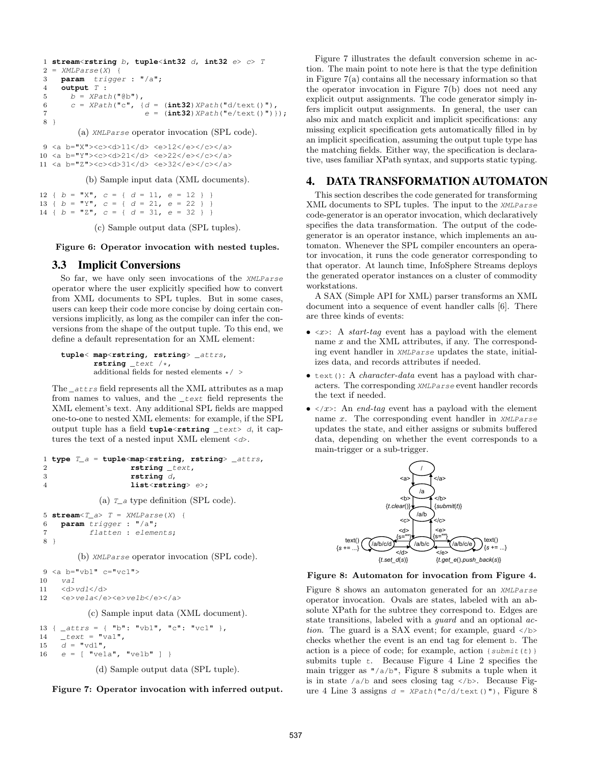```
1 stream<rstring b, tuple<int32 d, int32 e> c> T
2 = XMLParse(X) {
3   param  trigger : "/a";
4   output T :
5     b = XPath("@b"),
6     c = XPath("c", {d = (int32)XPath("d/text()"),
7                      e = (int32)XPath("e/text()")});
8 }
```

(a) XMLParse operator invocation (SPL code).

```
9  <a b="X"><c><d>11</d> <e>12</e></c></a>
10 <a b="Y"><c><d>21</d> <e>22</e></c></a>
11 <a b="Z"><c><d>31</d> <e>32</e></c></a>
```

(b) Sample input data (XML documents).

```
12 { b = "X", c = { d = 11, e = 12 } }
13 { b = "Y", c = { d = 21, e = 22 } }
14 { b = "Z", c = { d = 31, e = 32 } }
```

(c) Sample output data (SPL tuples).

**Figure 6: Operator invocation with nested tuples.**

### 3.3 Implicit Conversions

So far, we have only seen invocations of the *XMLParse* operator where the user explicitly specified how to convert from XML documents to SPL tuples. But in some cases, users can keep their code more concise by doing certain conversions implicitly, as long as the compiler can infer the conversions from the shape of the output tuple. To this end, we define a default representation for an XML element:

```
tuple< map<rstring, rstring> _attrs,
       rstring _text /*,
       additional fields for nested elements */ >
```

The *_attrs* field represents all the XML attributes as a map from names to values, and the *_text* field represents the XML element's text. Any additional SPL fields are mapped one-to-one to nested XML elements: for example, if the SPL output tuple has a field **tuple**<**rstring** *_text*> *d*, it captures the text of a nested input XML element <*d*>.

```
1 type T_a = tuple<map<rstring, rstring> _attrs,
2                  rstring _text,
3                  rstring d,
4                  list<rstring> e>;
```

(a) *T_a* type definition (SPL code).

```
5 stream<T_a> T = XMLParse(X) {
6   param trigger : "/a";
7         flatten : elements;
8 }
```

(b) *XMLParse* operator invocation (SPL code).

```
9  <a b="vb1" c="vc1">
10   va1
11   <d>vd1</d>
12   <e>ve1a</e><e>ve1b</e></a>
```

(c) Sample input data (XML document).

```
13 { _attrs = { "b": "vb1", "c": "vc1" },
14   _text = "va1",
15   d = "vd1",
16   e = [ "ve1a", "ve1b" ] }
```

(d) Sample output data (SPL tuple).

**Figure 7: Operator invocation with inferred output.**

Figure 7 illustrates the default conversion scheme in action. The main point to note here is that the type definition in Figure 7(a) contains all the necessary information so that the operator invocation in Figure 7(b) does not need any explicit output assignments. The code generator simply infers implicit output assignments. In general, the user can also mix and match explicit and implicit specifications: any missing explicit specification gets automatically filled in by an implicit specification, assuming the output tuple type has the matching fields. Either way, the specification is declarative, uses familiar XPath syntax, and supports static typing.

## 4. DATA TRANSFORMATION AUTOMATON

This section describes the code generated for transforming XML documents to SPL tuples. The input to the *XMLParse* code-generator is an operator invocation, which declaratively specifies the data transformation. The output of the code-generator is an operator instance, which implements an automaton. Whenever the SPL compiler encounters an operator invocation, it runs the code generator corresponding to that operator. At launch time, InfoSphere Streams deploys the generated operator instances on a cluster of commodity workstations.

A SAX (Simple API for XML) parser transforms an XML document into a sequence of event handler calls [6]. There are three kinds of events:

- <*x*>: A *start-tag* event has a payload with the element name *x* and the XML attributes, if any. The corresponding event handler in *XMLParse* updates the state, initializes data, and records attributes if needed.
- `text()`: A *character-data* event has a payload with characters. The corresponding *XMLParse* event handler records the text if needed.
- </*x*>: An *end-tag* event has a payload with the element name *x*. The corresponding event handler in *XMLParse* updates the state, and either assigns or submits buffered data, depending on whether the event corresponds to a main-trigger or a sub-trigger.

**Figure 8: Automaton for invocation from Figure 4.**

Figure 8 shows an automaton generated for an *XMLParse* operator invocation. Ovals are states, labeled with an absolute XPath for the subtree they correspond to. Edges are state transitions, labeled with a *guard* and an optional *action*. The guard is a SAX event; for example, guard </b> checks whether the event is an end tag for element b. The action is a piece of code; for example, action {*submit(t)*} submits tuple *t*. Because Figure 4 Line 2 specifies the main trigger as "/a/b", Figure 8 submits a tuple when it is in state /a/b and sees closing tag </b>. Because Figure 4 Line 3 assigns *d* = *XPath*("c/d/text()"), Figure 8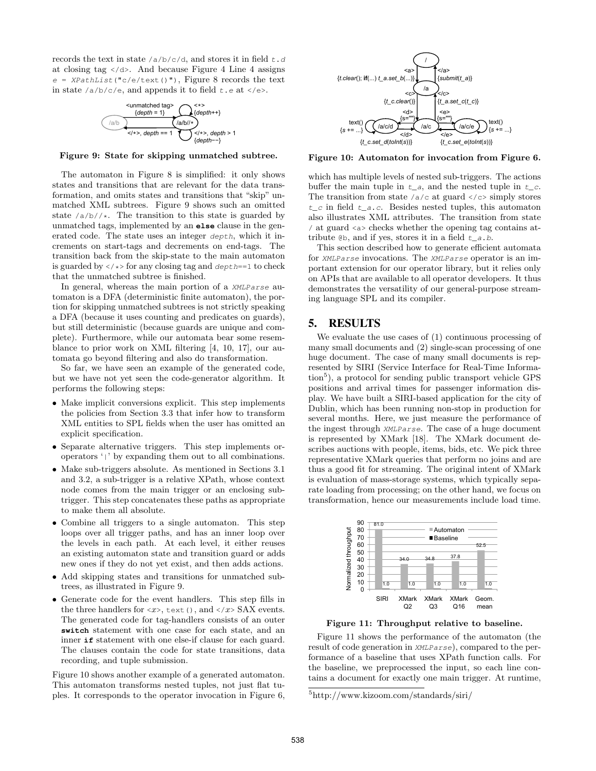records the text in state /a/b/c/d, and stores it in field t.d at closing tag </d>. And because Figure 4 Line 4 assigns e = XPathList("c/e/text()"), Figure 8 records the text in state /a/b/c/e, and appends it to field t.e at </e>.

Figure 9: State for skipping unmatched subtree.

The automaton in Figure 8 is simplified: it only shows states and transitions that are relevant for the data transformation, and omits states and transitions that "skip" unmatched XML subtrees. Figure 9 shows such an omitted state /a/b//*. The transition to this state is guarded by unmatched tags, implemented by an **else** clause in the generated code. The state uses an integer depth, which it increments on start-tags and decrements on end-tags. The transition back from the skip-state to the main automaton is guarded by </*> for any closing tag and depth==1 to check that the unmatched subtree is finished.

In general, whereas the main portion of a XMLParse automaton is a DFA (deterministic finite automaton), the portion for skipping unmatched subtrees is not strictly speaking a DFA (because it uses counting and predicates on guards), but still deterministic (because guards are unique and complete). Furthermore, while our automata bear some resemblance to prior work on XML filtering [4, 10, 17], our automata go beyond filtering and also do transformation.

So far, we have seen an example of the generated code, but we have not yet seen the code-generator algorithm. It performs the following steps:

- Make implicit conversions explicit. This step implements the policies from Section 3.3 that infer how to transform XML entities to SPL fields when the user has omitted an explicit specification.
- Separate alternative triggers. This step implements or-operators '|' by expanding them out to all combinations.
- Make sub-triggers absolute. As mentioned in Sections 3.1 and 3.2, a sub-trigger is a relative XPath, whose context node comes from the main trigger or an enclosing sub-trigger. This step concatenates these paths as appropriate to make them all absolute.
- Combine all triggers to a single automaton. This step loops over all trigger paths, and has an inner loop over the levels in each path. At each level, it either reuses an existing automaton state and transition guard or adds new ones if they do not yet exist, and then adds actions.
- Add skipping states and transitions for unmatched subtrees, as illustrated in Figure 9.
- Generate code for the event handlers. This step fills in the three handlers for <x>, text(), and </x> SAX events. The generated code for tag-handlers consists of an outer **switch** statement with one case for each state, and an inner **if** statement with one else-if clause for each guard. The clauses contain the code for state transitions, data recording, and tuple submission.

Figure 10 shows another example of a generated automaton. This automaton transforms nested tuples, not just flat tuples. It corresponds to the operator invocation in Figure 6,

Figure 10: Automaton for invocation from Figure 6.

which has multiple levels of nested sub-triggers. The actions buffer the main tuple in t_a, and the nested tuple in t_c. The transition from state /a/c at guard </c> simply stores t_c in field t_a.c. Besides nested tuples, this automaton also illustrates XML attributes. The transition from state / at guard <a> checks whether the opening tag contains attribute @b, and if yes, stores it in a field t_a.b.

This section described how to generate efficient automata for XMLParse invocations. The XMLParse operator is an important extension for our operator library, but it relies only on APIs that are available to all operator developers. It thus demonstrates the versatility of our general-purpose streaming language SPL and its compiler.

## 5. RESULTS

We evaluate the use cases of (1) continuous processing of many small documents and (2) single-scan processing of one huge document. The case of many small documents is represented by SIRI (Service Interface for Real-Time Information[5]), a protocol for sending public transport vehicle GPS positions and arrival times for passenger information display. We have built a SIRI-based application for the city of Dublin, which has been running non-stop in production for several months. Here, we just measure the performance of the ingest through XMLParse. The case of a huge document is represented by XMark [18]. The XMark document describes auctions with people, items, bids, etc. We pick three representative XMark queries that perform no joins and are thus a good fit for streaming. The original intent of XMark is evaluation of mass-storage systems, which typically separate loading from processing; on the other hand, we focus on transformation, hence our measurements include load time.

Figure 11: Throughput relative to baseline.

Figure 11 shows the performance of the automaton (the result of code generation in XMLParse), compared to the performance of a baseline that uses XPath function calls. For the baseline, we preprocessed the input, so each line contains a document for exactly one main trigger. At runtime,

[5]http://www.kizoom.com/standards/siri/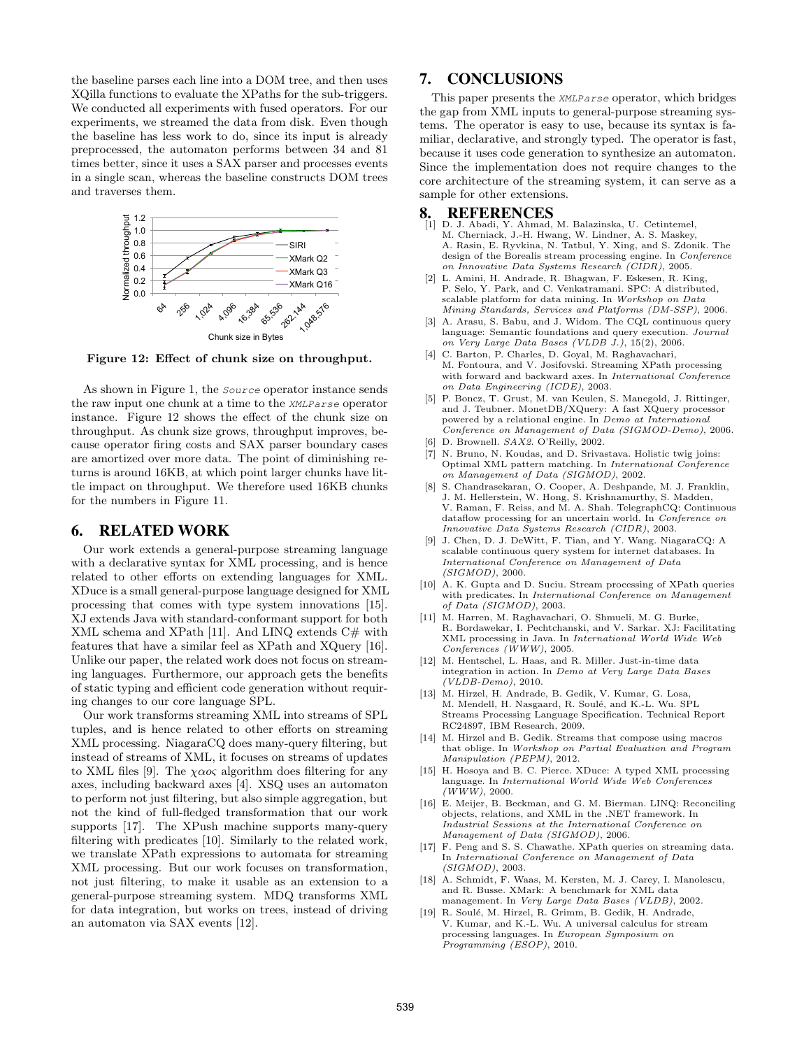the baseline parses each line into a DOM tree, and then uses XQilla functions to evaluate the XPaths for the sub-triggers. We conducted all experiments with fused operators. For our experiments, we streamed the data from disk. Even though the baseline has less work to do, since its input is already preprocessed, the automaton performs between 34 and 81 times better, since it uses a SAX parser and processes events in a single scan, whereas the baseline constructs DOM trees and traverses them.

Normalized throughput
1.2
1.0
0.8
0.6
0.4
0.2
0.0
SIRI
XMark Q2
XMark Q3
XMark Q16
64
256
1,024
4,096
16,384
65,536
262,144
1,048,576
Chunk size in Bytes

**Figure 12: Effect of chunk size on throughput.**

As shown in Figure 1, the *Source* operator instance sends the raw input one chunk at a time to the *XMLParse* operator instance. Figure 12 shows the effect of the chunk size on throughput. As chunk size grows, throughput improves, because operator firing costs and SAX parser boundary cases are amortized over more data. The point of diminishing returns is around 16KB, at which point larger chunks have little impact on throughput. We therefore used 16KB chunks for the numbers in Figure 11.

## 6. RELATED WORK

Our work extends a general-purpose streaming language with a declarative syntax for XML processing, and is hence related to other efforts on extending languages for XML. XDuce is a small general-purpose language designed for XML processing that comes with type system innovations [15]. XJ extends Java with standard-conformant support for both XML schema and XPath [11]. And LINQ extends C# with features that have a similar feel as XPath and XQuery [16]. Unlike our paper, the related work does not focus on streaming languages. Furthermore, our approach gets the benefits of static typing and efficient code generation without requiring changes to our core language SPL.

Our work transforms streaming XML into streams of SPL tuples, and is hence related to other efforts on streaming XML processing. NiagaraCQ does many-query filtering, but instead of streams of XML, it focuses on streams of updates to XML files [9]. The $\chi\alpha o\varsigma$ algorithm does filtering for any axes, including backward axes [4]. XSQ uses an automaton to perform not just filtering, but also simple aggregation, but not the kind of full-fledged transformation that our work supports [17]. The XPush machine supports many-query filtering with predicates [10]. Similarly to the related work, we translate XPath expressions to automata for streaming XML processing. But our work focuses on transformation, not just filtering, to make it usable as an extension to a general-purpose streaming system. MDQ transforms XML for data integration, but works on trees, instead of driving an automaton via SAX events [12].

## 7. CONCLUSIONS

This paper presents the *XMLParse* operator, which bridges the gap from XML inputs to general-purpose streaming systems. The operator is easy to use, because its syntax is familiar, declarative, and strongly typed. The operator is fast, because it uses code generation to synthesize an automaton. Since the implementation does not require changes to the core architecture of the streaming system, it can serve as a sample for other extensions.

## 8. REFERENCES

[1] D. J. Abadi, Y. Ahmad, M. Balazinska, U. Cetintemel, M. Cherniack, J.-H. Hwang, W. Lindner, A. S. Maskey, A. Rasin, E. Ryvkina, N. Tatbul, Y. Xing, and S. Zdonik. The design of the Borealis stream processing engine. In *Conference on Innovative Data Systems Research (CIDR)*, 2005.

[2] L. Amini, H. Andrade, R. Bhagwan, F. Eskesen, R. King, P. Selo, Y. Park, and C. Venkatramani. SPC: A distributed, scalable platform for data mining. In *Workshop on Data Mining Standards, Services and Platforms (DM-SSP)*, 2006.

[3] A. Arasu, S. Babu, and J. Widom. The CQL continuous query language: Semantic foundations and query execution. *Journal on Very Large Data Bases (VLDB J.)*, 15(2), 2006.

[4] C. Barton, P. Charles, D. Goyal, M. Raghavachari, M. Fontoura, and V. Josifovski. Streaming XPath processing with forward and backward axes. In *International Conference on Data Engineering (ICDE)*, 2003.

[5] P. Boncz, T. Grust, M. van Keulen, S. Manegold, J. Rittinger, and J. Teubner. MonetDB/XQuery: A fast XQuery processor powered by a relational engine. In *Demo at International Conference on Management of Data (SIGMOD-Demo)*, 2006.

[6] D. Brownell. *SAX2*. O'Reilly, 2002.

[7] N. Bruno, N. Koudas, and D. Srivastava. Holistic twig joins: Optimal XML pattern matching. In *International Conference on Management of Data (SIGMOD)*, 2002.

[8] S. Chandrasekaran, O. Cooper, A. Deshpande, M. J. Franklin, J. M. Hellerstein, W. Hong, S. Krishnamurthy, S. Madden, V. Raman, F. Reiss, and M. A. Shah. TelegraphCQ: Continuous dataflow processing for an uncertain world. In *Conference on Innovative Data Systems Research (CIDR)*, 2003.

[9] J. Chen, D. J. DeWitt, F. Tian, and Y. Wang. NiagaraCQ: A scalable continuous query system for internet databases. In *International Conference on Management of Data (SIGMOD)*, 2000.

[10] A. K. Gupta and D. Suciu. Stream processing of XPath queries with predicates. In *International Conference on Management of Data (SIGMOD)*, 2003.

[11] M. Harren, M. Raghavachari, O. Shmueli, M. G. Burke, R. Bordawekar, I. Pechtchanski, and V. Sarkar. XJ: Facilitating XML processing in Java. In *International World Wide Web Conferences (WWW)*, 2005.

[12] M. Hentschel, L. Haas, and R. Miller. Just-in-time data integration in action. In *Demo at Very Large Data Bases (VLDB-Demo)*, 2010.

[13] M. Hirzel, H. Andrade, B. Gedik, V. Kumar, G. Losa, M. Mendell, H. Nasgaard, R. Soulé, and K.-L. Wu. SPL Streams Processing Language Specification. Technical Report RC24897, IBM Research, 2009.

[14] M. Hirzel and B. Gedik. Streams that compose using macros that oblige. In *Workshop on Partial Evaluation and Program Manipulation (PEPM)*, 2012.

[15] H. Hosoya and B. C. Pierce. XDuce: A typed XML processing language. In *International World Wide Web Conferences (WWW)*, 2000.

[16] E. Meijer, B. Beckman, and G. M. Bierman. LINQ: Reconciling objects, relations, and XML in the .NET framework. In *Industrial Sessions at the International Conference on Management of Data (SIGMOD)*, 2006.

[17] F. Peng and S. S. Chawathe. XPath queries on streaming data. In *International Conference on Management of Data (SIGMOD)*, 2003.

[18] A. Schmidt, F. Waas, M. Kersten, M. J. Carey, I. Manolescu, and R. Busse. XMark: A benchmark for XML data management. In *Very Large Data Bases (VLDB)*, 2002.

[19] R. Soulé, M. Hirzel, R. Grimm, B. Gedik, H. Andrade, V. Kumar, and K.-L. Wu. A universal calculus for stream processing languages. In *European Symposium on Programming (ESOP)*, 2010.